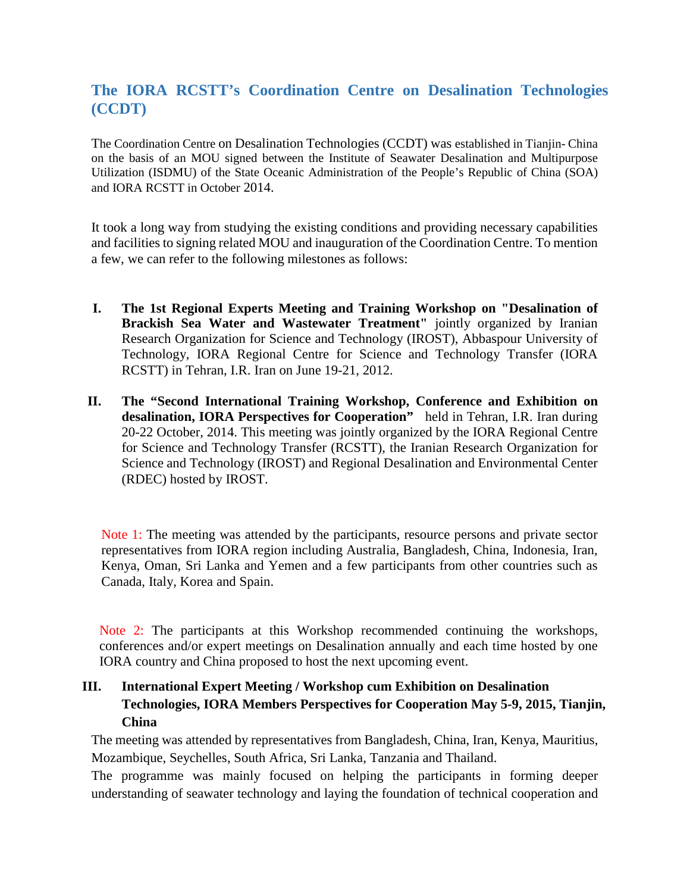# The IORA RCSTT's Coordination Centre on Desalination Technologies (CCDT)

The Coordination Centre on Desalination Technologies (CCDT) was established in Tianjin- China on the basis of an MOU signed between the Institute of Seawater Desalination and Multipurpose Utilization (ISDMU) of the State Oceanic Administration of the People's Republic of China (SOA) and IORA RCSTT in October 2014.

It took a long way from studying the existing conditions and providing necessary capabilities and facilities to signing related MOU and inauguration of the Coordination Centre. To mention a few, we can refer to the following milestones as follows:

I. **The 1st Regional Experts Meeting and Training Workshop on "Desalination of Brackish Sea Water and Wastewater Treatment"** jointly organized by Iranian Research Organization for Science and Technology (IROST), Abbaspour University of Technology, IORA Regional Centre for Science and Technology Transfer (IORA RCSTT) in Tehran, I.R. Iran on June 19-21, 2012.

II. **The "Second International Training Workshop, Conference and Exhibition on desalination, IORA Perspectives for Cooperation"** held in Tehran, I.R. Iran during 20-22 October, 2014. This meeting was jointly organized by the IORA Regional Centre for Science and Technology Transfer (RCSTT), the Iranian Research Organization for Science and Technology (IROST) and Regional Desalination and Environmental Center (RDEC) hosted by IROST.

Note 1: The meeting was attended by the participants, resource persons and private sector representatives from IORA region including Australia, Bangladesh, China, Indonesia, Iran, Kenya, Oman, Sri Lanka and Yemen and a few participants from other countries such as Canada, Italy, Korea and Spain.

Note 2: The participants at this Workshop recommended continuing the workshops, conferences and/or expert meetings on Desalination annually and each time hosted by one IORA country and China proposed to host the next upcoming event.

III. **International Expert Meeting / Workshop cum Exhibition on Desalination Technologies, IORA Members Perspectives for Cooperation May 5-9, 2015, Tianjin, China**

The meeting was attended by representatives from Bangladesh, China, Iran, Kenya, Mauritius, Mozambique, Seychelles, South Africa, Sri Lanka, Tanzania and Thailand.

The programme was mainly focused on helping the participants in forming deeper understanding of seawater technology and laying the foundation of technical cooperation and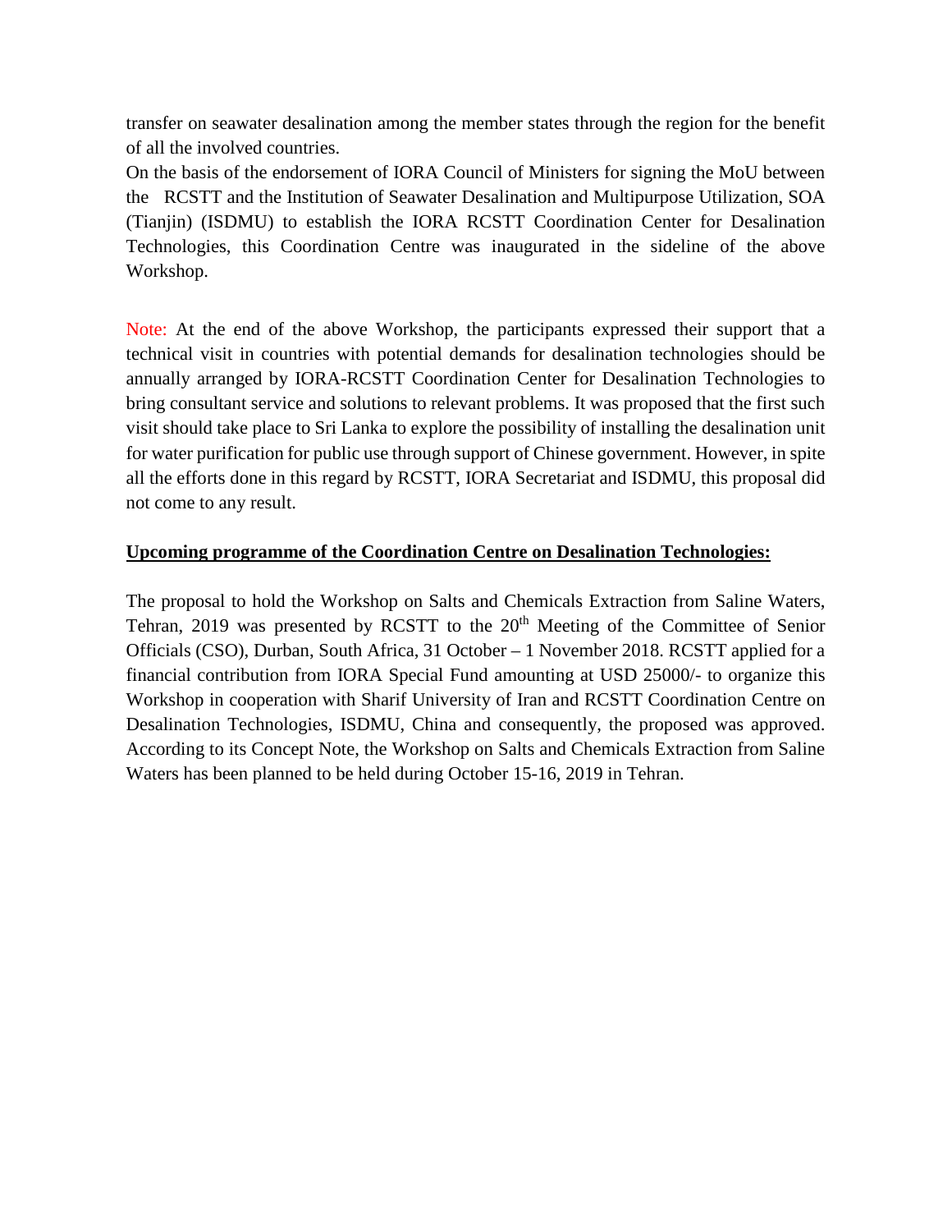transfer on seawater desalination among the member states through the region for the benefit of all the involved countries.

On the basis of the endorsement of IORA Council of Ministers for signing the MoU between the RCSTT and the Institution of Seawater Desalination and Multipurpose Utilization, SOA (Tianjin) (ISDMU) to establish the IORA RCSTT Coordination Center for Desalination Technologies, this Coordination Centre was inaugurated in the sideline of the above Workshop.

Note: At the end of the above Workshop, the participants expressed their support that a technical visit in countries with potential demands for desalination technologies should be annually arranged by IORA-RCSTT Coordination Center for Desalination Technologies to bring consultant service and solutions to relevant problems. It was proposed that the first such visit should take place to Sri Lanka to explore the possibility of installing the desalination unit for water purification for public use through support of Chinese government. However, in spite all the efforts done in this regard by RCSTT, IORA Secretariat and ISDMU, this proposal did not come to any result.

**Upcoming programme of the Coordination Centre on Desalination Technologies:**

The proposal to hold the Workshop on Salts and Chemicals Extraction from Saline Waters, Tehran, 2019 was presented by RCSTT to the 20th Meeting of the Committee of Senior Officials (CSO), Durban, South Africa, 31 October – 1 November 2018. RCSTT applied for a financial contribution from IORA Special Fund amounting at USD 25000/- to organize this Workshop in cooperation with Sharif University of Iran and RCSTT Coordination Centre on Desalination Technologies, ISDMU, China and consequently, the proposed was approved. According to its Concept Note, the Workshop on Salts and Chemicals Extraction from Saline Waters has been planned to be held during October 15-16, 2019 in Tehran.